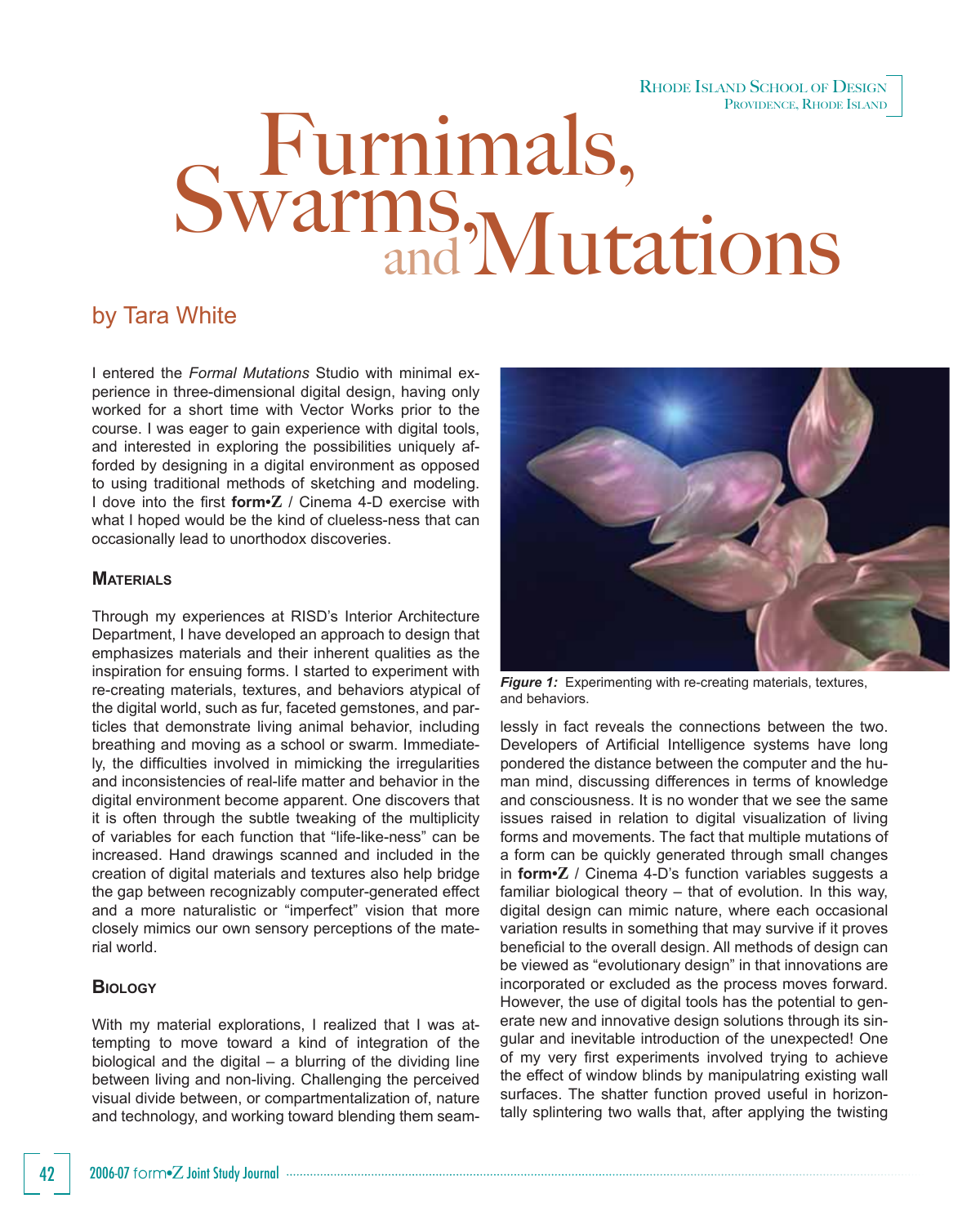Rhode Island School of Design
Providence, Rhode Island

# Furnimals, Swarms, and Mutations

## by Tara White

I entered the *Formal Mutations* Studio with minimal experience in three-dimensional digital design, having only worked for a short time with Vector Works prior to the course. I was eager to gain experience with digital tools, and interested in exploring the possibilities uniquely afforded by designing in a digital environment as opposed to using traditional methods of sketching and modeling. I dove into the first **form•Z** / Cinema 4-D exercise with what I hoped would be the kind of clueless-ness that can occasionally lead to unorthodox discoveries.

### Materials

Through my experiences at RISD's Interior Architecture Department, I have developed an approach to design that emphasizes materials and their inherent qualities as the inspiration for ensuing forms. I started to experiment with re-creating materials, textures, and behaviors atypical of the digital world, such as fur, faceted gemstones, and particles that demonstrate living animal behavior, including breathing and moving as a school or swarm. Immediately, the difficulties involved in mimicking the irregularities and inconsistencies of real-life matter and behavior in the digital environment become apparent. One discovers that it is often through the subtle tweaking of the multiplicity of variables for each function that "life-like-ness" can be increased. Hand drawings scanned and included in the creation of digital materials and textures also help bridge the gap between recognizably computer-generated effect and a more naturalistic or "imperfect" vision that more closely mimics our own sensory perceptions of the material world.

### Biology

With my material explorations, I realized that I was attempting to move toward a kind of integration of the biological and the digital – a blurring of the dividing line between living and non-living. Challenging the perceived visual divide between, or compartmentalization of, nature and technology, and working toward blending them seamlessly in fact reveals the connections between the two. Developers of Artificial Intelligence systems have long pondered the distance between the computer and the human mind, discussing differences in terms of knowledge and consciousness. It is no wonder that we see the same issues raised in relation to digital visualization of living forms and movements. The fact that multiple mutations of a form can be quickly generated through small changes in **form•Z** / Cinema 4-D's function variables suggests a familiar biological theory – that of evolution. In this way, digital design can mimic nature, where each occasional variation results in something that may survive if it proves beneficial to the overall design. All methods of design can be viewed as "evolutionary design" in that innovations are incorporated or excluded as the process moves forward. However, the use of digital tools has the potential to generate new and innovative design solutions through its singular and inevitable introduction of the unexpected! One of my very first experiments involved trying to achieve the effect of window blinds by manipulatring existing wall surfaces. The shatter function proved useful in horizontally splintering two walls that, after applying the twisting

***Figure 1:*** Experimenting with re-creating materials, textures, and behaviors.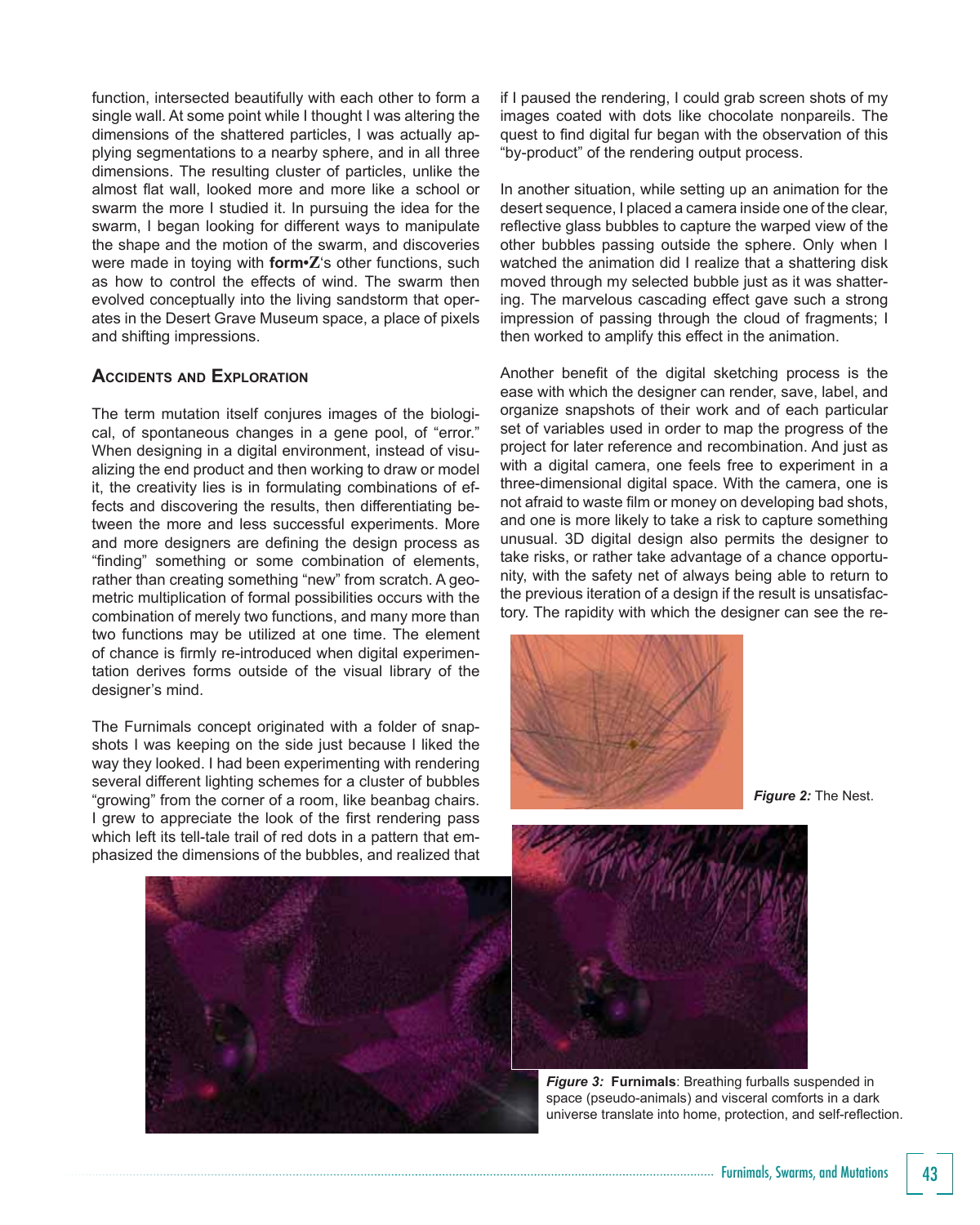function, intersected beautifully with each other to form a single wall. At some point while I thought I was altering the dimensions of the shattered particles, I was actually applying segmentations to a nearby sphere, and in all three dimensions. The resulting cluster of particles, unlike the almost flat wall, looked more and more like a school or swarm the more I studied it. In pursuing the idea for the swarm, I began looking for different ways to manipulate the shape and the motion of the swarm, and discoveries were made in toying with **form•Z**'s other functions, such as how to control the effects of wind. The swarm then evolved conceptually into the living sandstorm that operates in the Desert Grave Museum space, a place of pixels and shifting impressions.

## Accidents and Exploration

The term mutation itself conjures images of the biological, of spontaneous changes in a gene pool, of "error." When designing in a digital environment, instead of visualizing the end product and then working to draw or model it, the creativity lies is in formulating combinations of effects and discovering the results, then differentiating between the more and less successful experiments. More and more designers are defining the design process as "finding" something or some combination of elements, rather than creating something "new" from scratch. A geometric multiplication of formal possibilities occurs with the combination of merely two functions, and many more than two functions may be utilized at one time. The element of chance is firmly re-introduced when digital experimentation derives forms outside of the visual library of the designer's mind.

The Furnimals concept originated with a folder of snapshots I was keeping on the side just because I liked the way they looked. I had been experimenting with rendering several different lighting schemes for a cluster of bubbles "growing" from the corner of a room, like beanbag chairs. I grew to appreciate the look of the first rendering pass which left its tell-tale trail of red dots in a pattern that emphasized the dimensions of the bubbles, and realized that if I paused the rendering, I could grab screen shots of my images coated with dots like chocolate nonpareils. The quest to find digital fur began with the observation of this "by-product" of the rendering output process.

In another situation, while setting up an animation for the desert sequence, I placed a camera inside one of the clear, reflective glass bubbles to capture the warped view of the other bubbles passing outside the sphere. Only when I watched the animation did I realize that a shattering disk moved through my selected bubble just as it was shattering. The marvelous cascading effect gave such a strong impression of passing through the cloud of fragments; I then worked to amplify this effect in the animation.

Another benefit of the digital sketching process is the ease with which the designer can render, save, label, and organize snapshots of their work and of each particular set of variables used in order to map the progress of the project for later reference and recombination. And just as with a digital camera, one feels free to experiment in a three-dimensional digital space. With the camera, one is not afraid to waste film or money on developing bad shots, and one is more likely to take a risk to capture something unusual. 3D digital design also permits the designer to take risks, or rather take advantage of a chance opportunity, with the safety net of always being able to return to the previous iteration of a design if the result is unsatisfactory. The rapidity with which the designer can see the re-

***Figure 2:*** The Nest.

***Figure 3:*** **Furnimals**: Breathing furballs suspended in space (pseudo-animals) and visceral comforts in a dark universe translate into home, protection, and self-reflection.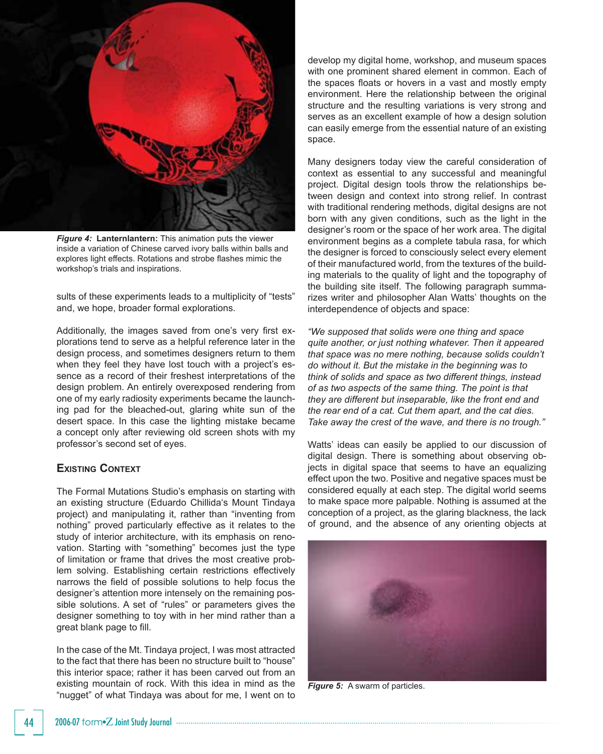*Figure 4:* **Lanternlantern:** This animation puts the viewer inside a variation of Chinese carved ivory balls within balls and explores light effects. Rotations and strobe flashes mimic the workshop's trials and inspirations.

sults of these experiments leads to a multiplicity of "tests" and, we hope, broader formal explorations.

Additionally, the images saved from one's very first explorations tend to serve as a helpful reference later in the design process, and sometimes designers return to them when they feel they have lost touch with a project's essence as a record of their freshest interpretations of the design problem. An entirely overexposed rendering from one of my early radiosity experiments became the launching pad for the bleached-out, glaring white sun of the desert space. In this case the lighting mistake became a concept only after reviewing old screen shots with my professor's second set of eyes.

## Existing Context

The Formal Mutations Studio's emphasis on starting with an existing structure (Eduardo Chillida's Mount Tindaya project) and manipulating it, rather than "inventing from nothing" proved particularly effective as it relates to the study of interior architecture, with its emphasis on renovation. Starting with "something" becomes just the type of limitation or frame that drives the most creative problem solving. Establishing certain restrictions effectively narrows the field of possible solutions to help focus the designer's attention more intensely on the remaining possible solutions. A set of "rules" or parameters gives the designer something to toy with in her mind rather than a great blank page to fill.

In the case of the Mt. Tindaya project, I was most attracted to the fact that there has been no structure built to "house" this interior space; rather it has been carved out from an existing mountain of rock. With this idea in mind as the "nugget" of what Tindaya was about for me, I went on to develop my digital home, workshop, and museum spaces with one prominent shared element in common. Each of the spaces floats or hovers in a vast and mostly empty environment. Here the relationship between the original structure and the resulting variations is very strong and serves as an excellent example of how a design solution can easily emerge from the essential nature of an existing space.

Many designers today view the careful consideration of context as essential to any successful and meaningful project. Digital design tools throw the relationships between design and context into strong relief. In contrast with traditional rendering methods, digital designs are not born with any given conditions, such as the light in the designer's room or the space of her work area. The digital environment begins as a complete tabula rasa, for which the designer is forced to consciously select every element of their manufactured world, from the textures of the building materials to the quality of light and the topography of the building site itself. The following paragraph summarizes writer and philosopher Alan Watts' thoughts on the interdependence of objects and space:

*"We supposed that solids were one thing and space quite another, or just nothing whatever. Then it appeared that space was no mere nothing, because solids couldn't do without it. But the mistake in the beginning was to think of solids and space as two different things, instead of as two aspects of the same thing. The point is that they are different but inseparable, like the front end and the rear end of a cat. Cut them apart, and the cat dies. Take away the crest of the wave, and there is no trough."*

Watts' ideas can easily be applied to our discussion of digital design. There is something about observing objects in digital space that seems to have an equalizing effect upon the two. Positive and negative spaces must be considered equally at each step. The digital world seems to make space more palpable. Nothing is assumed at the conception of a project, as the glaring blackness, the lack of ground, and the absence of any orienting objects at

*Figure 5:* A swarm of particles.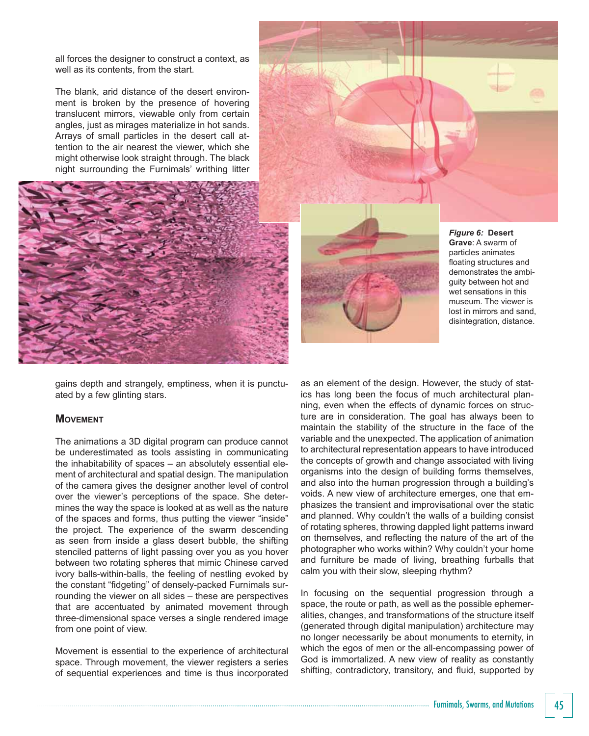all forces the designer to construct a context, as well as its contents, from the start.

The blank, arid distance of the desert environment is broken by the presence of hovering translucent mirrors, viewable only from certain angles, just as mirages materialize in hot sands. Arrays of small particles in the desert call attention to the air nearest the viewer, which she might otherwise look straight through. The black night surrounding the Furnimals' writhing litter gains depth and strangely, emptiness, when it is punctuated by a few glinting stars.

*Figure 6:* **Desert Grave**: A swarm of particles animates floating structures and demonstrates the ambiguity between hot and wet sensations in this museum. The viewer is lost in mirrors and sand, disintegration, distance.

## Movement

The animations a 3D digital program can produce cannot be underestimated as tools assisting in communicating the inhabitability of spaces – an absolutely essential element of architectural and spatial design. The manipulation of the camera gives the designer another level of control over the viewer's perceptions of the space. She determines the way the space is looked at as well as the nature of the spaces and forms, thus putting the viewer "inside" the project. The experience of the swarm descending as seen from inside a glass desert bubble, the shifting stenciled patterns of light passing over you as you hover between two rotating spheres that mimic Chinese carved ivory balls-within-balls, the feeling of nestling evoked by the constant "fidgeting" of densely-packed Furnimals surrounding the viewer on all sides – these are perspectives that are accentuated by animated movement through three-dimensional space verses a single rendered image from one point of view.

Movement is essential to the experience of architectural space. Through movement, the viewer registers a series of sequential experiences and time is thus incorporated as an element of the design. However, the study of statics has long been the focus of much architectural planning, even when the effects of dynamic forces on structure are in consideration. The goal has always been to maintain the stability of the structure in the face of the variable and the unexpected. The application of animation to architectural representation appears to have introduced the concepts of growth and change associated with living organisms into the design of building forms themselves, and also into the human progression through a building's voids. A new view of architecture emerges, one that emphasizes the transient and improvisational over the static and planned. Why couldn't the walls of a building consist of rotating spheres, throwing dappled light patterns inward on themselves, and reflecting the nature of the art of the photographer who works within? Why couldn't your home and furniture be made of living, breathing furballs that calm you with their slow, sleeping rhythm?

In focusing on the sequential progression through a space, the route or path, as well as the possible ephemeralities, changes, and transformations of the structure itself (generated through digital manipulation) architecture may no longer necessarily be about monuments to eternity, in which the egos of men or the all-encompassing power of God is immortalized. A new view of reality as constantly shifting, contradictory, transitory, and fluid, supported by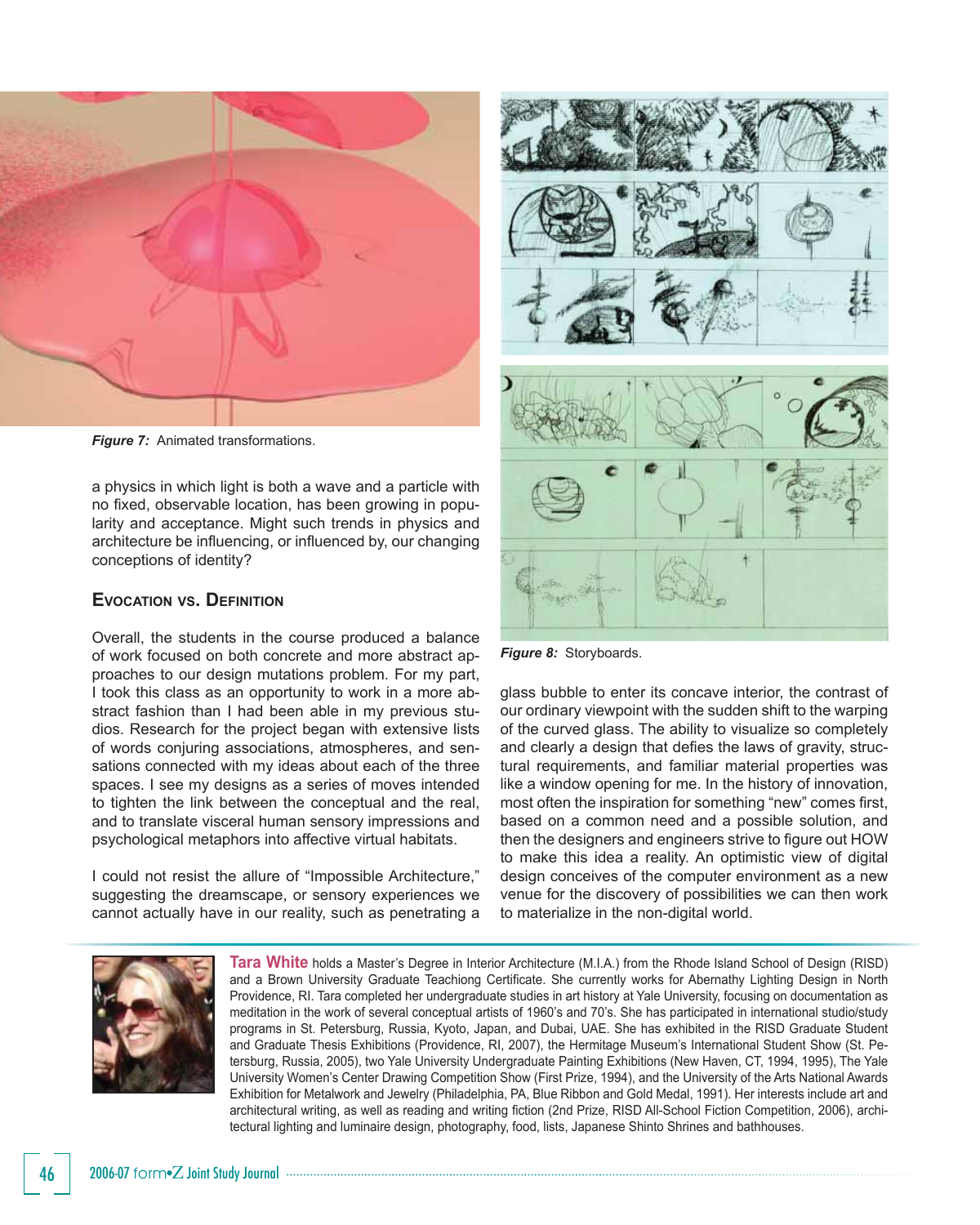*Figure 7:* Animated transformations.

a physics in which light is both a wave and a particle with no fixed, observable location, has been growing in popularity and acceptance. Might such trends in physics and architecture be influencing, or influenced by, our changing conceptions of identity?

## Evocation vs. Definition

Overall, the students in the course produced a balance of work focused on both concrete and more abstract approaches to our design mutations problem. For my part, I took this class as an opportunity to work in a more abstract fashion than I had been able in my previous studios. Research for the project began with extensive lists of words conjuring associations, atmospheres, and sensations connected with my ideas about each of the three spaces. I see my designs as a series of moves intended to tighten the link between the conceptual and the real, and to translate visceral human sensory impressions and psychological metaphors into affective virtual habitats.

I could not resist the allure of "Impossible Architecture," suggesting the dreamscape, or sensory experiences we cannot actually have in our reality, such as penetrating a glass bubble to enter its concave interior, the contrast of our ordinary viewpoint with the sudden shift to the warping of the curved glass. The ability to visualize so completely and clearly a design that defies the laws of gravity, structural requirements, and familiar material properties was like a window opening for me. In the history of innovation, most often the inspiration for something "new" comes first, based on a common need and a possible solution, and then the designers and engineers strive to figure out HOW to make this idea a reality. An optimistic view of digital design conceives of the computer environment as a new venue for the discovery of possibilities we can then work to materialize in the non-digital world.

*Figure 8:* Storyboards.

**Tara White** holds a Master's Degree in Interior Architecture (M.I.A.) from the Rhode Island School of Design (RISD) and a Brown University Graduate Teachiong Certificate. She currently works for Abernathy Lighting Design in North Providence, RI. Tara completed her undergraduate studies in art history at Yale University, focusing on documentation as meditation in the work of several conceptual artists of 1960's and 70's. She has participated in international studio/study programs in St. Petersburg, Russia, Kyoto, Japan, and Dubai, UAE. She has exhibited in the RISD Graduate Student and Graduate Thesis Exhibitions (Providence, RI, 2007), the Hermitage Museum's International Student Show (St. Petersburg, Russia, 2005), two Yale University Undergraduate Painting Exhibitions (New Haven, CT, 1994, 1995), The Yale University Women's Center Drawing Competition Show (First Prize, 1994), and the University of the Arts National Awards Exhibition for Metalwork and Jewelry (Philadelphia, PA, Blue Ribbon and Gold Medal, 1991). Her interests include art and architectural writing, as well as reading and writing fiction (2nd Prize, RISD All-School Fiction Competition, 2006), architectural lighting and luminaire design, photography, food, lists, Japanese Shinto Shrines and bathhouses.